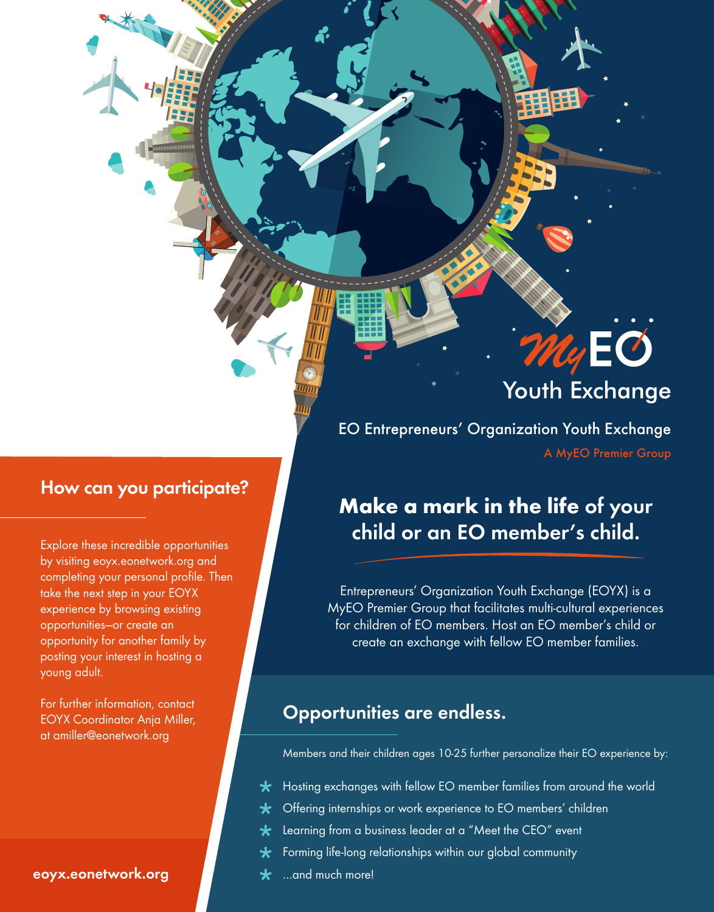# MyEO Youth Exchange

EO Entrepreneurs' Organization Youth Exchange

A MyEO Premier Group

## Make a mark in the life of your child or an EO member's child.

Entrepreneurs' Organization Youth Exchange (EOYX) is a MyEO Premier Group that facilitates multi-cultural experiences for children of EO members. Host an EO member's child or create an exchange with fellow EO member families.

## Opportunities are endless.

Members and their children ages 10-25 further personalize their EO experience by:

- Hosting exchanges with fellow EO member families from around the world
- Offering internships or work experience to EO members' children
- Learning from a business leader at a "Meet the CEO" event
- Forming life-long relationships within our global community
- ...and much more!

## How can you participate?

Explore these incredible opportunities by visiting eoyx.eonetwork.org and completing your personal profile. Then take the next step in your EOYX experience by browsing existing opportunities–or create an opportunity for another family by posting your interest in hosting a young adult.

For further information, contact EOYX Coordinator Anja Miller, at amiller@eonetwork.org

**eoyx.eonetwork.org**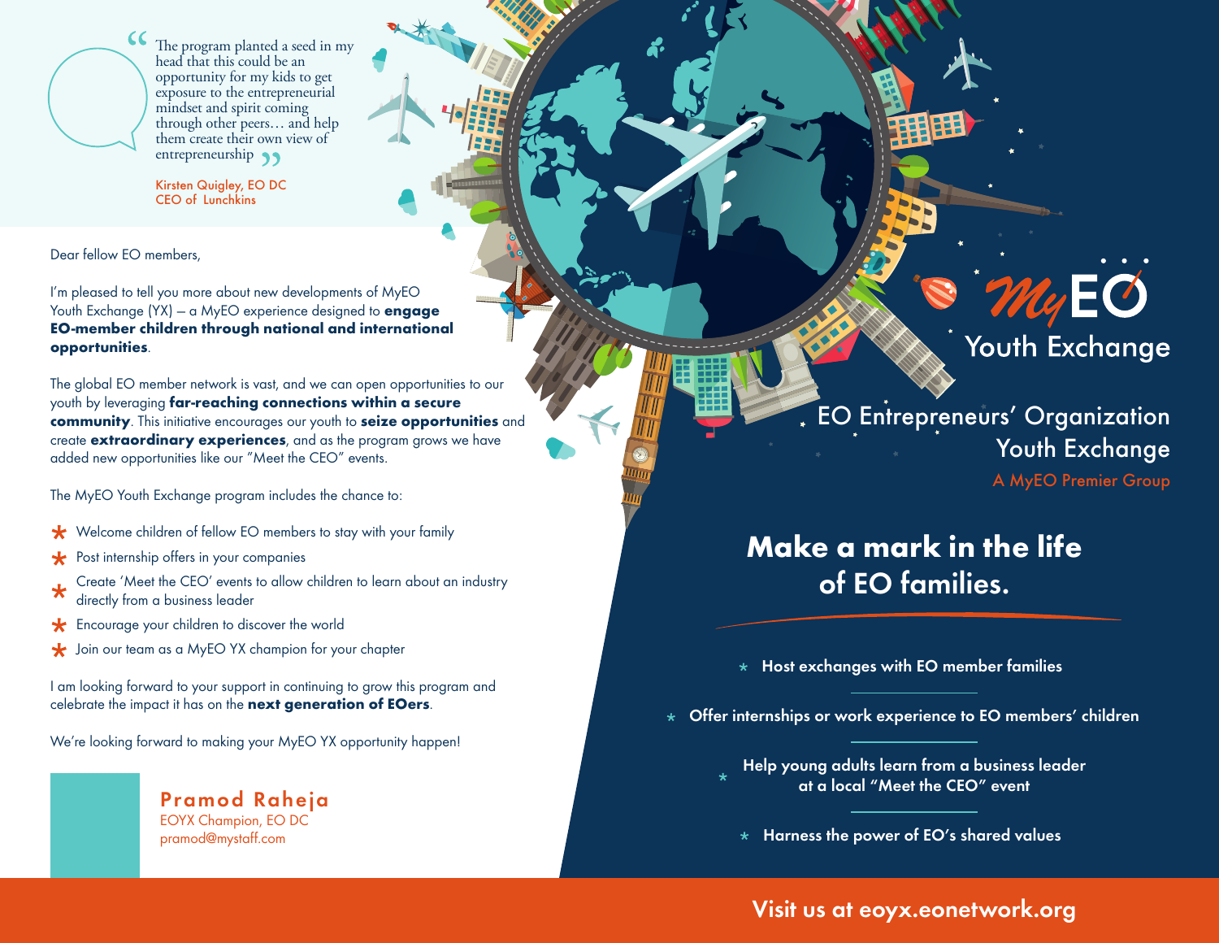> "The program planted a seed in my head that this could be an opportunity for my kids to get exposure to the entrepreneurial mindset and spirit coming through other peers… and help them create their own view of entrepreneurship"
>
> Kirsten Quigley, EO DC
> CEO of Lunchkins

Dear fellow EO members,

I'm pleased to tell you more about new developments of MyEO Youth Exchange (YX) – a MyEO experience designed to **engage EO-member children through national and international opportunities**.

The global EO member network is vast, and we can open opportunities to our youth by leveraging **far-reaching connections within a secure community**. This initiative encourages our youth to **seize opportunities** and create **extraordinary experiences**, and as the program grows we have added new opportunities like our "Meet the CEO" events.

The MyEO Youth Exchange program includes the chance to:

- Welcome children of fellow EO members to stay with your family
- Post internship offers in your companies
- Create 'Meet the CEO' events to allow children to learn about an industry directly from a business leader
- Encourage your children to discover the world
- Join our team as a MyEO YX champion for your chapter

I am looking forward to your support in continuing to grow this program and celebrate the impact it has on the **next generation of EOers**.

We're looking forward to making your MyEO YX opportunity happen!

**Pramod Raheja**
EOYX Champion, EO DC
pramod@mystaff.com

# MyEO Youth Exchange

EO Entrepreneurs' Organization
Youth Exchange
A MyEO Premier Group

## Make a mark in the life of EO families.

- Host exchanges with EO member families
- Offer internships or work experience to EO members' children
- Help young adults learn from a business leader at a local "Meet the CEO" event
- Harness the power of EO's shared values

**Visit us at eoyx.eonetwork.org**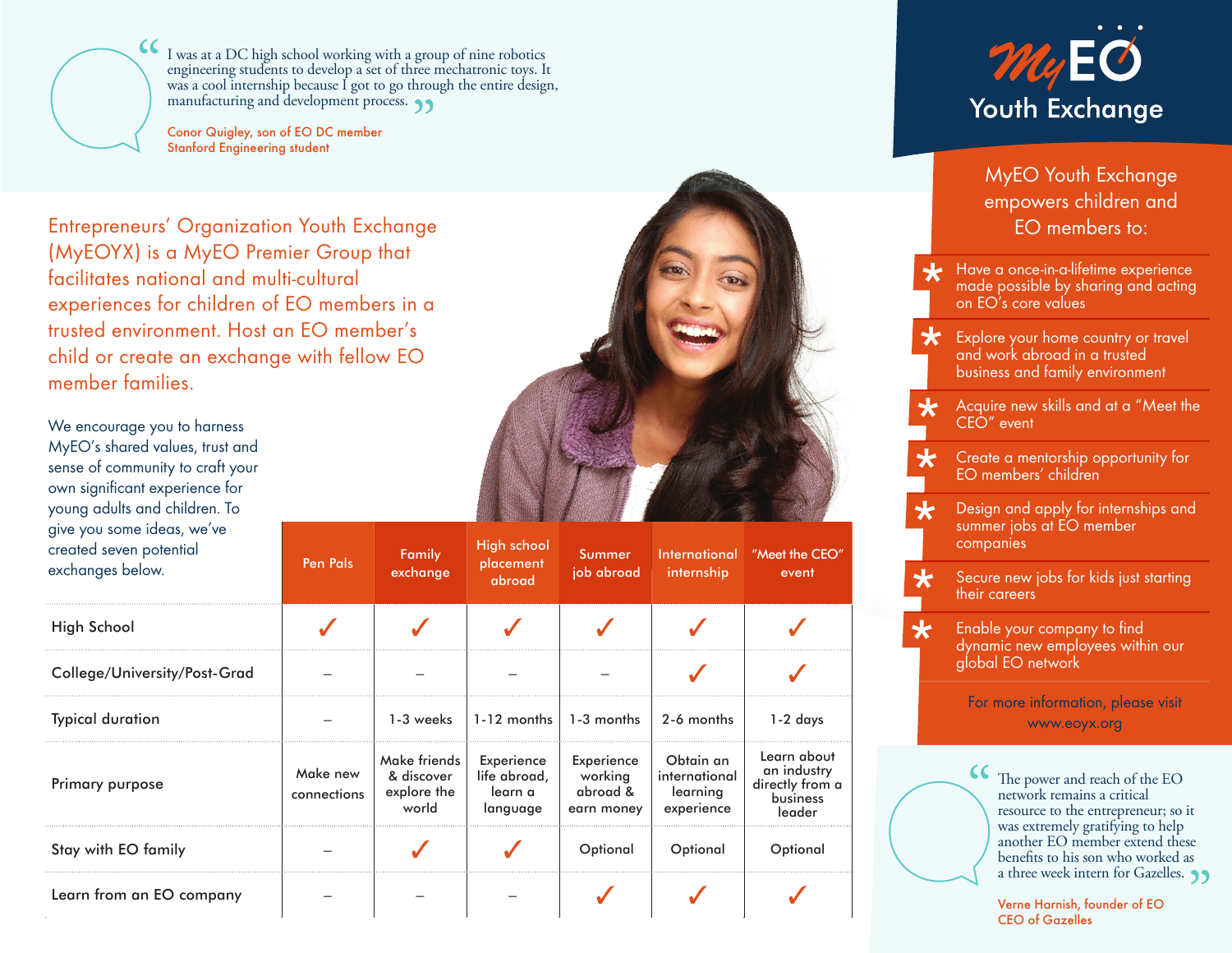> I was at a DC high school working with a group of nine robotics engineering students to develop a set of three mechatronic toys. It was a cool internship because I got to go through the entire design, manufacturing and development process.

Conor Quigley, son of EO DC member
Stanford Engineering student

# MyEO Youth Exchange

Entrepreneurs' Organization Youth Exchange (MyEOYX) is a MyEO Premier Group that facilitates national and multi-cultural experiences for children of EO members in a trusted environment. Host an EO member's child or create an exchange with fellow EO member families.

We encourage you to harness MyEO's shared values, trust and sense of community to craft your own significant experience for young adults and children. To give you some ideas, we've created seven potential exchanges below.

| | Pen Pals | Family exchange | High school placement abroad | Summer job abroad | International internship | "Meet the CEO" event |
|---|---|---|---|---|---|---|
| High School | ✓ | ✓ | ✓ | ✓ | ✓ | ✓ |
| College/University/Post-Grad | – | – | – | – | ✓ | ✓ |
| Typical duration | – | 1-3 weeks | 1-12 months | 1-3 months | 2-6 months | 1-2 days |
| Primary purpose | Make new connections | Make friends & discover explore the world | Experience life abroad, learn a language | Experience working abroad & earn money | Obtain an international learning experience | Learn about an industry directly from a business leader |
| Stay with EO family | – | ✓ | ✓ | Optional | Optional | Optional |
| Learn from an EO company | – | – | – | ✓ | ✓ | ✓ |

## MyEO Youth Exchange empowers children and EO members to:

* Have a once-in-a-lifetime experience made possible by sharing and acting on EO's core values
* Explore your home country or travel and work abroad in a trusted business and family environment
* Acquire new skills and at a "Meet the CEO" event
* Create a mentorship opportunity for EO members' children
* Design and apply for internships and summer jobs at EO member companies
* Secure new jobs for kids just starting their careers
* Enable your company to find dynamic new employees within our global EO network

For more information, please visit www.eoyx.org

> The power and reach of the EO network remains a critical resource to the entrepreneur; so it was extremely gratifying to help another EO member extend these benefits to his son who worked as a three week intern for Gazelles.

Verne Harnish, founder of EO
CEO of Gazelles